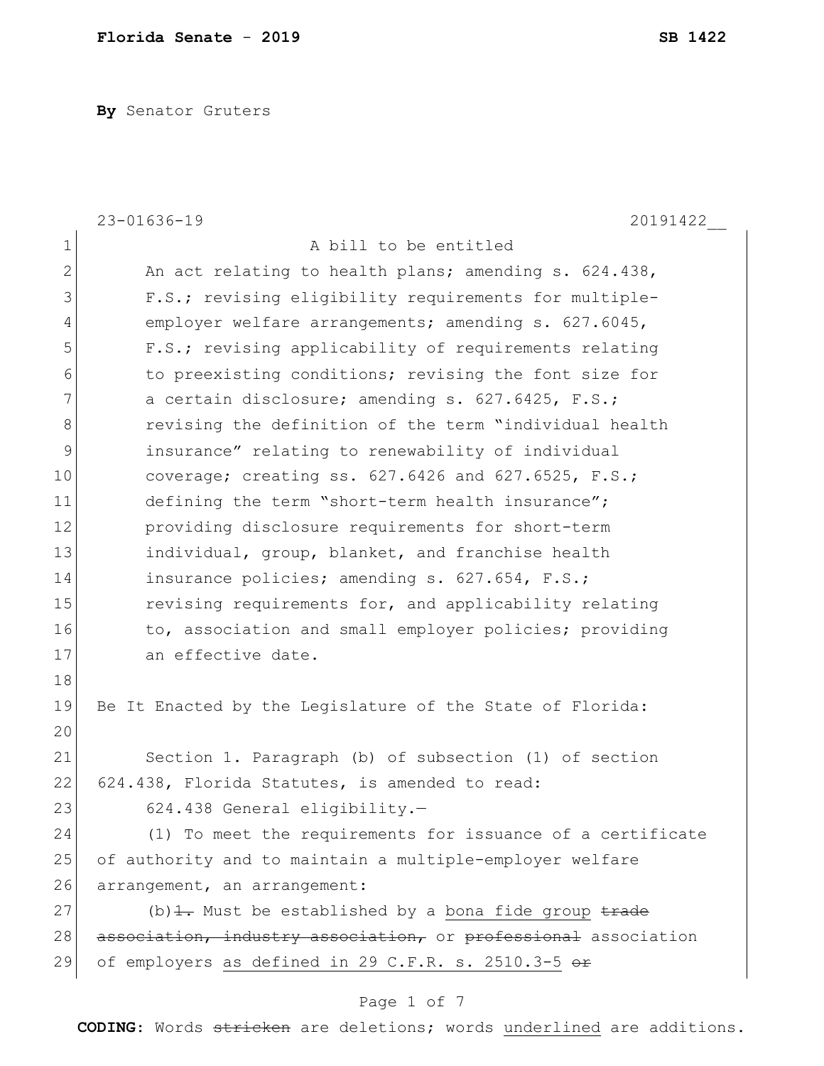**By** Senator Gruters

A bill to be entitled

An act relating to health plans; amending s. 624.438, F.S.; revising eligibility requirements for multiple-employer welfare arrangements; amending s. 627.6045, F.S.; revising applicability of requirements relating to preexisting conditions; revising the font size for a certain disclosure; amending s. 627.6425, F.S.; revising the definition of the term "individual health insurance" relating to renewability of individual coverage; creating ss. 627.6426 and 627.6525, F.S.; defining the term "short-term health insurance"; providing disclosure requirements for short-term individual, group, blanket, and franchise health insurance policies; amending s. 627.654, F.S.; revising requirements for, and applicability relating to, association and small employer policies; providing an effective date.

Be It Enacted by the Legislature of the State of Florida:

Section 1. Paragraph (b) of subsection (1) of section 624.438, Florida Statutes, is amended to read:

624.438 General eligibility.—

(1) To meet the requirements for issuance of a certificate of authority and to maintain a multiple-employer welfare arrangement, an arrangement:

(b)~~1.~~ Must be established by a <u>bona fide group</u> ~~trade association, industry association,~~ or ~~professional~~ association of employers <u>as defined in 29 C.F.R. s. 2510.3-5</u> ~~or~~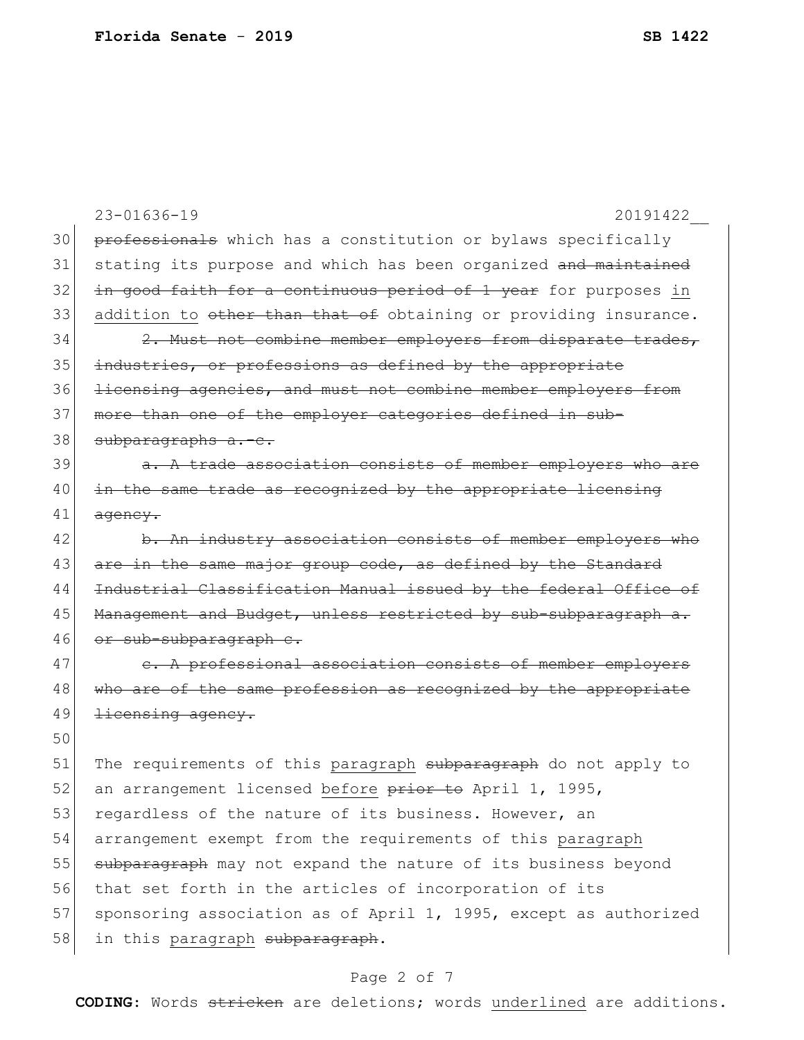professionals which has a constitution or bylaws specifically stating its purpose and which has been organized ~~and maintained in good faith for a continuous period of 1 year~~ for purposes <u>in addition to</u> ~~other than that of~~ obtaining or providing insurance.

~~2. Must not combine member employers from disparate trades, industries, or professions as defined by the appropriate licensing agencies, and must not combine member employers from more than one of the employer categories defined in sub-subparagraphs a.-c.~~

~~a. A trade association consists of member employers who are in the same trade as recognized by the appropriate licensing agency.~~

~~b. An industry association consists of member employers who are in the same major group code, as defined by the Standard Industrial Classification Manual issued by the federal Office of Management and Budget, unless restricted by sub-subparagraph a. or sub-subparagraph c.~~

~~c. A professional association consists of member employers who are of the same profession as recognized by the appropriate licensing agency.~~

The requirements of this <u>paragraph</u> ~~subparagraph~~ do not apply to an arrangement licensed <u>before</u> ~~prior to~~ April 1, 1995, regardless of the nature of its business. However, an arrangement exempt from the requirements of this <u>paragraph</u> ~~subparagraph~~ may not expand the nature of its business beyond that set forth in the articles of incorporation of its sponsoring association as of April 1, 1995, except as authorized in this <u>paragraph</u> ~~subparagraph~~.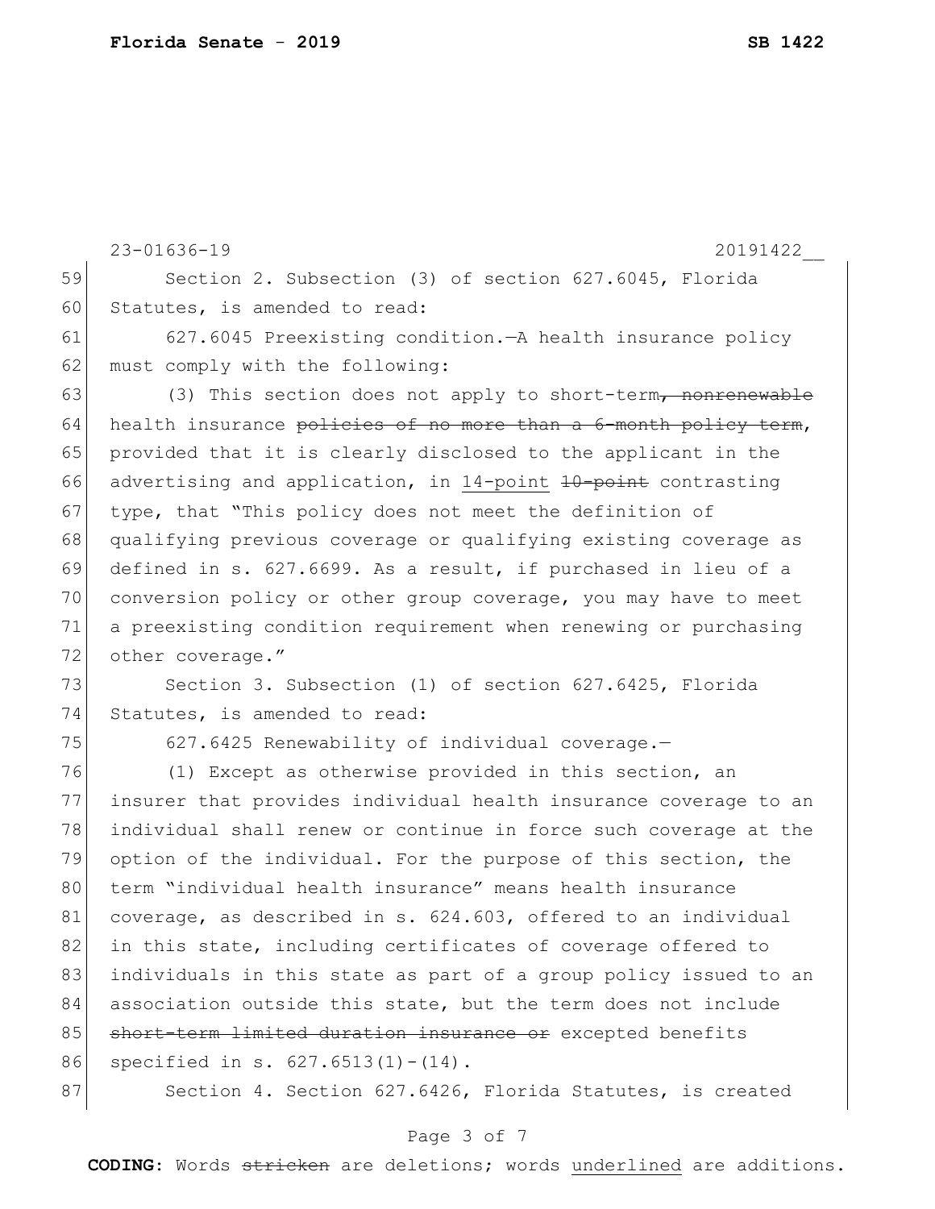Section 2. Subsection (3) of section 627.6045, Florida Statutes, is amended to read:

627.6045 Preexisting condition.—A health insurance policy must comply with the following:

(3) This section does not apply to short-term~~, nonrenewable~~ health insurance ~~policies of no more than a 6-month policy term~~, provided that it is clearly disclosed to the applicant in the advertising and application, in <u>14-point</u> ~~10-point~~ contrasting type, that "This policy does not meet the definition of qualifying previous coverage or qualifying existing coverage as defined in s. 627.6699. As a result, if purchased in lieu of a conversion policy or other group coverage, you may have to meet a preexisting condition requirement when renewing or purchasing other coverage."

Section 3. Subsection (1) of section 627.6425, Florida Statutes, is amended to read:

627.6425 Renewability of individual coverage.—

(1) Except as otherwise provided in this section, an insurer that provides individual health insurance coverage to an individual shall renew or continue in force such coverage at the option of the individual. For the purpose of this section, the term "individual health insurance" means health insurance coverage, as described in s. 624.603, offered to an individual in this state, including certificates of coverage offered to individuals in this state as part of a group policy issued to an association outside this state, but the term does not include ~~short-term limited duration insurance or~~ excepted benefits specified in s. 627.6513(1)-(14).

Section 4. Section 627.6426, Florida Statutes, is created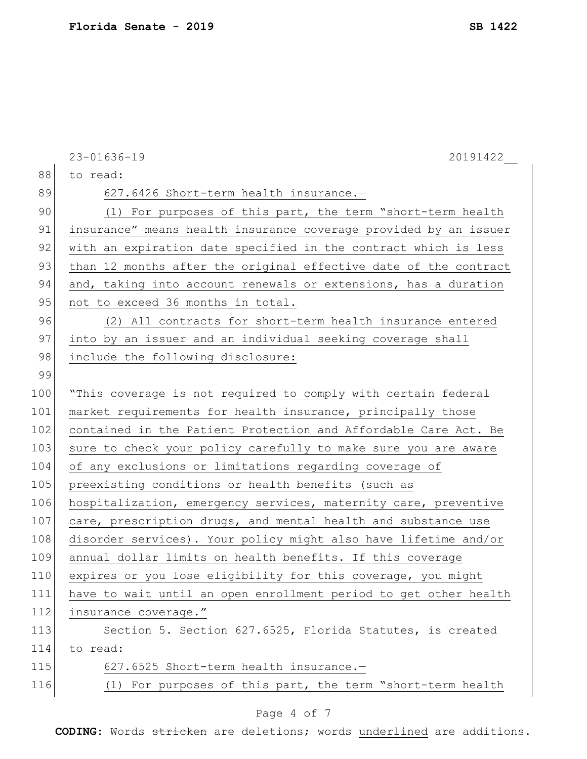23-01636-19 20191422__

to read:

627.6426 Short-term health insurance.—

(1) For purposes of this part, the term "short-term health insurance" means health insurance coverage provided by an issuer with an expiration date specified in the contract which is less than 12 months after the original effective date of the contract and, taking into account renewals or extensions, has a duration not to exceed 36 months in total.

(2) All contracts for short-term health insurance entered into by an issuer and an individual seeking coverage shall include the following disclosure:

"This coverage is not required to comply with certain federal market requirements for health insurance, principally those contained in the Patient Protection and Affordable Care Act. Be sure to check your policy carefully to make sure you are aware of any exclusions or limitations regarding coverage of preexisting conditions or health benefits (such as hospitalization, emergency services, maternity care, preventive care, prescription drugs, and mental health and substance use disorder services). Your policy might also have lifetime and/or annual dollar limits on health benefits. If this coverage expires or you lose eligibility for this coverage, you might have to wait until an open enrollment period to get other health insurance coverage."

Section 5. Section 627.6525, Florida Statutes, is created to read:

627.6525 Short-term health insurance.—

(1) For purposes of this part, the term "short-term health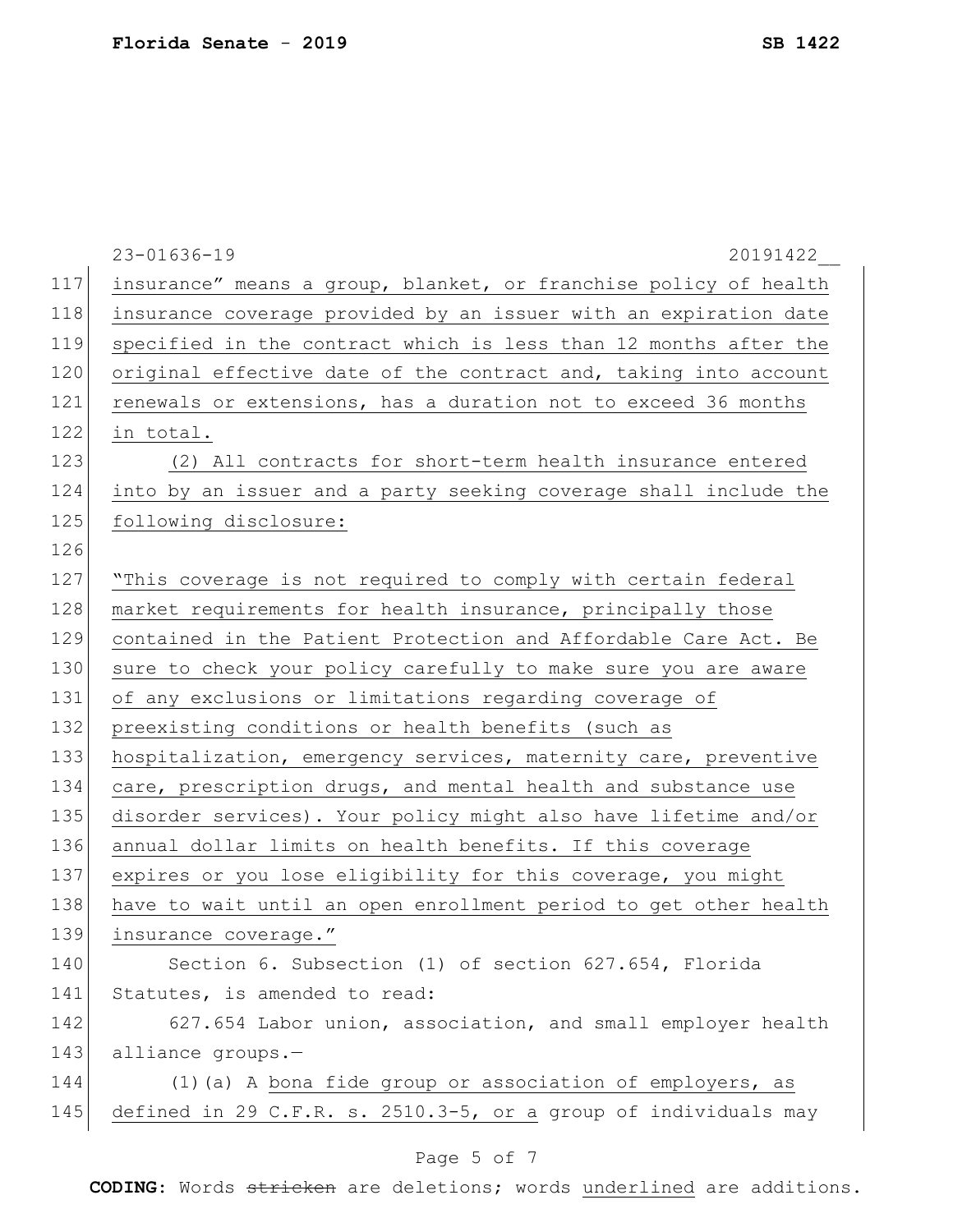insurance" means a group, blanket, or franchise policy of health insurance coverage provided by an issuer with an expiration date specified in the contract which is less than 12 months after the original effective date of the contract and, taking into account renewals or extensions, has a duration not to exceed 36 months in total.

(2) All contracts for short-term health insurance entered into by an issuer and a party seeking coverage shall include the following disclosure:

"This coverage is not required to comply with certain federal market requirements for health insurance, principally those contained in the Patient Protection and Affordable Care Act. Be sure to check your policy carefully to make sure you are aware of any exclusions or limitations regarding coverage of preexisting conditions or health benefits (such as hospitalization, emergency services, maternity care, preventive care, prescription drugs, and mental health and substance use disorder services). Your policy might also have lifetime and/or annual dollar limits on health benefits. If this coverage expires or you lose eligibility for this coverage, you might have to wait until an open enrollment period to get other health insurance coverage."

Section 6. Subsection (1) of section 627.654, Florida Statutes, is amended to read:

627.654 Labor union, association, and small employer health alliance groups.—

(1)(a) A bona fide group or association of employers, as defined in 29 C.F.R. s. 2510.3-5, or a group of individuals may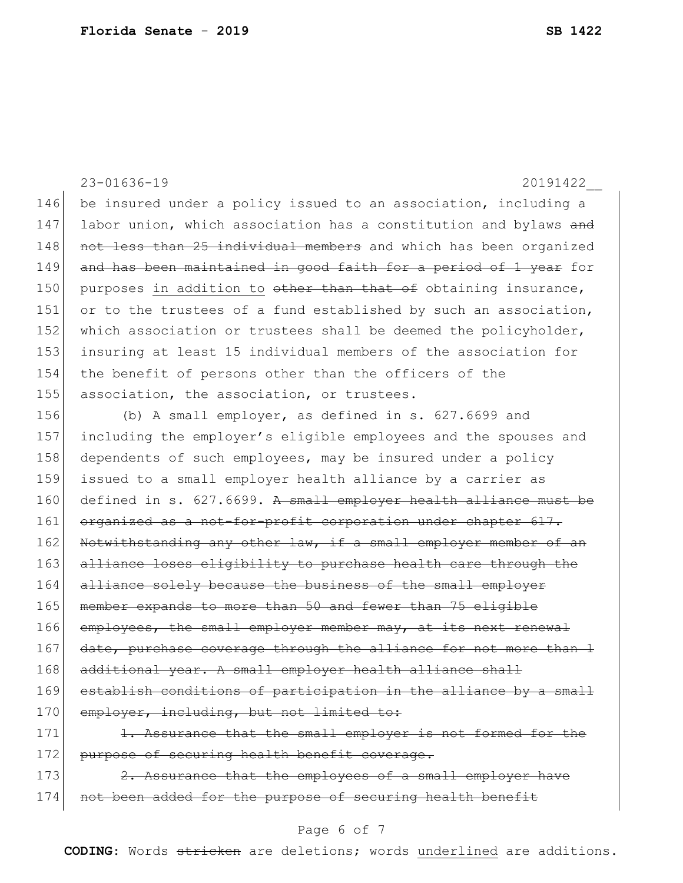be insured under a policy issued to an association, including a labor union, which association has a constitution and bylaws ~~and not less than 25 individual members~~ and which has been organized ~~and has been maintained in good faith for a period of 1 year~~ for purposes <u>in addition to</u> ~~other than that of~~ obtaining insurance, or to the trustees of a fund established by such an association, which association or trustees shall be deemed the policyholder, insuring at least 15 individual members of the association for the benefit of persons other than the officers of the association, the association, or trustees.

(b) A small employer, as defined in s. 627.6699 and including the employer's eligible employees and the spouses and dependents of such employees, may be insured under a policy issued to a small employer health alliance by a carrier as defined in s. 627.6699. ~~A small employer health alliance must be organized as a not-for-profit corporation under chapter 617. Notwithstanding any other law, if a small employer member of an alliance loses eligibility to purchase health care through the alliance solely because the business of the small employer member expands to more than 50 and fewer than 75 eligible employees, the small employer member may, at its next renewal date, purchase coverage through the alliance for not more than 1 additional year. A small employer health alliance shall establish conditions of participation in the alliance by a small employer, including, but not limited to:~~

~~1. Assurance that the small employer is not formed for the purpose of securing health benefit coverage.~~

~~2. Assurance that the employees of a small employer have not been added for the purpose of securing health benefit~~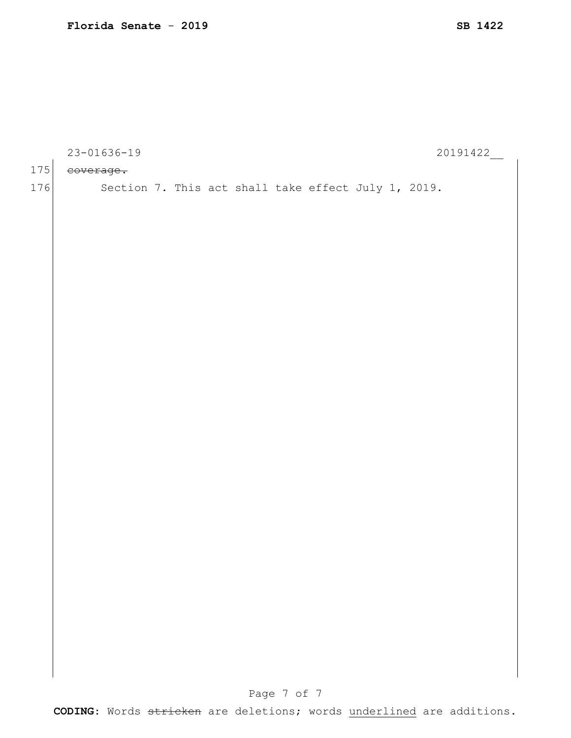23-01636-19 20191422__

175 ~~coverage.~~

176 Section 7. This act shall take effect July 1, 2019.

**CODING:** Words ~~stricken~~ are deletions; words <u>underlined</u> are additions.